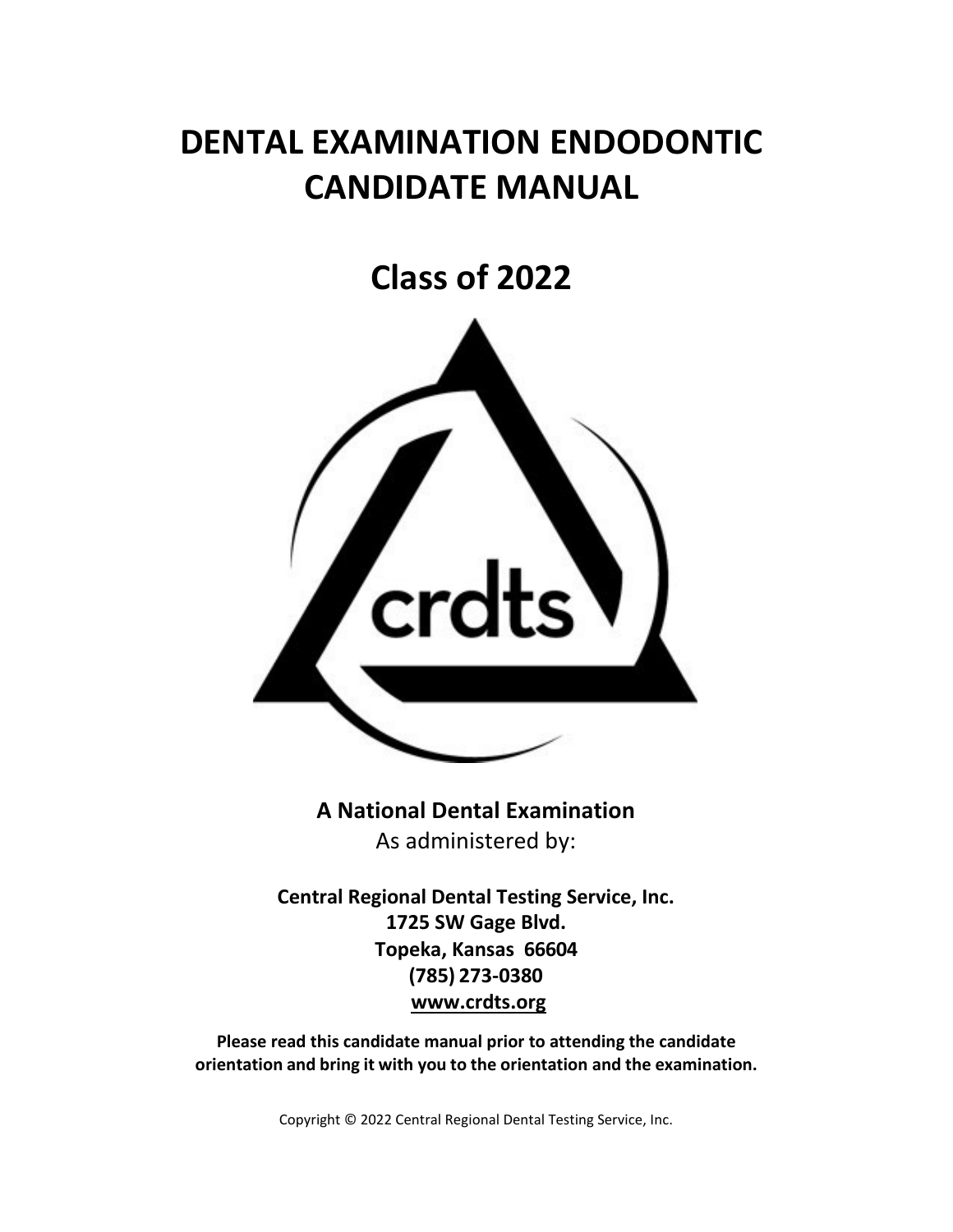# DENTAL EXAMINATION ENDODONTIC CANDIDATE MANUAL

# Class of 2022

crdts

**A National Dental Examination**

As administered by:

**Central Regional Dental Testing Service, Inc.**
**1725 SW Gage Blvd.**
**Topeka, Kansas 66604**
**(785) 273-0380**
**www.crdts.org**

**Please read this candidate manual prior to attending the candidate orientation and bring it with you to the orientation and the examination.**

Copyright © 2022 Central Regional Dental Testing Service, Inc.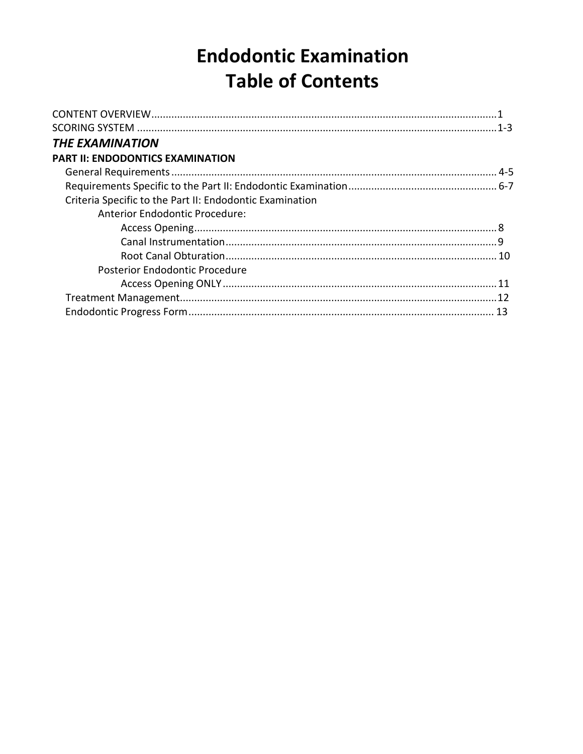# Endodontic Examination
# Table of Contents

CONTENT OVERVIEW........................................................................................................................1
SCORING SYSTEM ........................................................................................................................1-3

***THE EXAMINATION***

**PART II: ENDODONTICS EXAMINATION**

- General Requirements................................................................................................................ 4-5
- Requirements Specific to the Part II: Endodontic Examination.................................................... 6-7
- Criteria Specific to the Part II: Endodontic Examination
  - Anterior Endodontic Procedure:
    - Access Opening..........................................................................................................8
    - Canal Instrumentation................................................................................................9
    - Root Canal Obturation............................................................................................... 10
  - Posterior Endodontic Procedure
    - Access Opening ONLY................................................................................................11
- Treatment Management...............................................................................................................12
- Endodontic Progress Form........................................................................................................... 13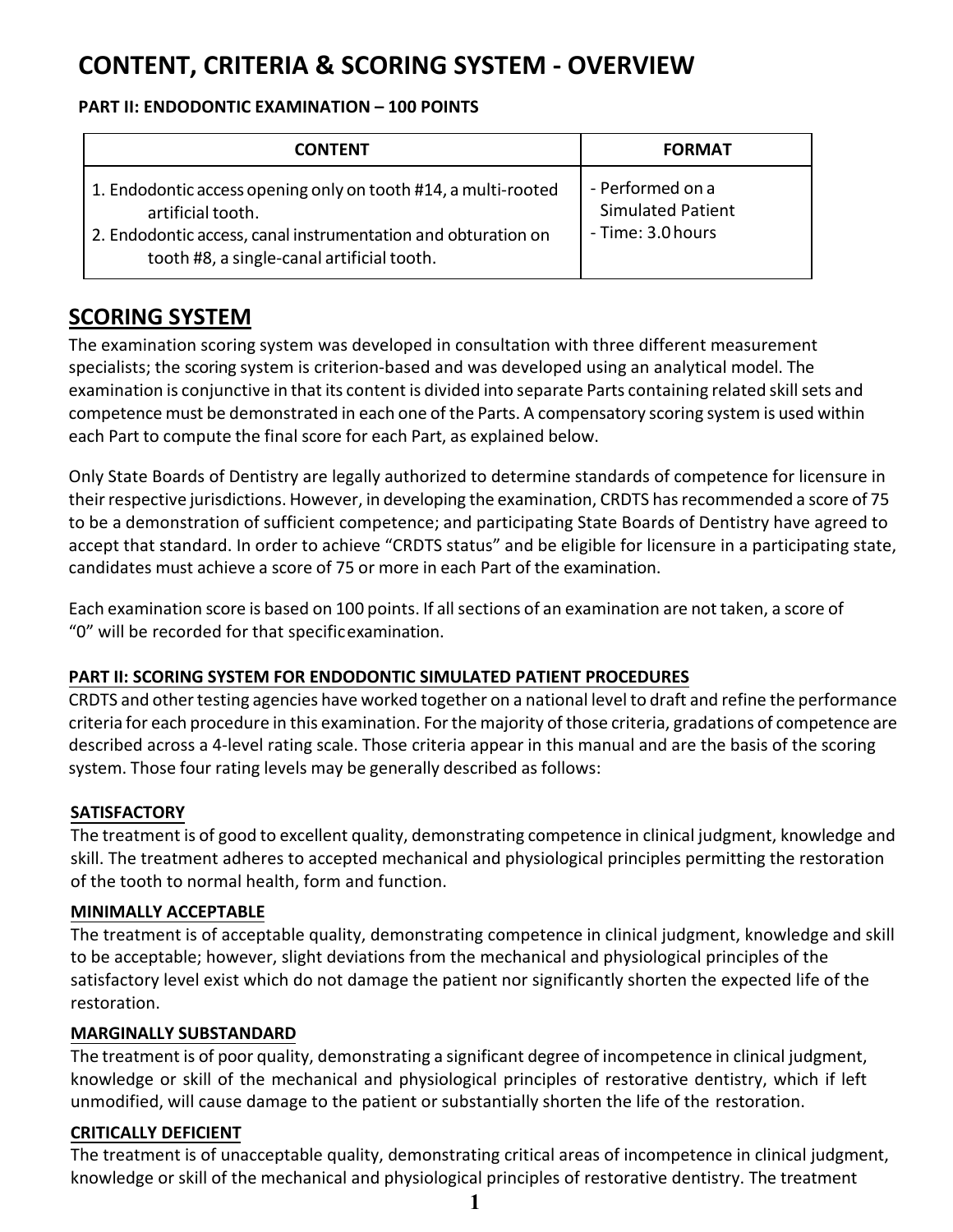# CONTENT, CRITERIA & SCORING SYSTEM - OVERVIEW

**PART II: ENDODONTIC EXAMINATION – 100 POINTS**

| CONTENT | FORMAT |
|---|---|
| 1. Endodontic access opening only on tooth #14, a multi-rooted artificial tooth.<br>2. Endodontic access, canal instrumentation and obturation on tooth #8, a single-canal artificial tooth. | - Performed on a Simulated Patient<br>- Time: 3.0 hours |

## SCORING SYSTEM

The examination scoring system was developed in consultation with three different measurement specialists; the scoring system is criterion-based and was developed using an analytical model. The examination is conjunctive in that its content is divided into separate Parts containing related skill sets and competence must be demonstrated in each one of the Parts. A compensatory scoring system is used within each Part to compute the final score for each Part, as explained below.

Only State Boards of Dentistry are legally authorized to determine standards of competence for licensure in their respective jurisdictions. However, in developing the examination, CRDTS has recommended a score of 75 to be a demonstration of sufficient competence; and participating State Boards of Dentistry have agreed to accept that standard. In order to achieve "CRDTS status" and be eligible for licensure in a participating state, candidates must achieve a score of 75 or more in each Part of the examination.

Each examination score is based on 100 points. If all sections of an examination are not taken, a score of "0" will be recorded for that specific examination.

**PART II: SCORING SYSTEM FOR ENDODONTIC SIMULATED PATIENT PROCEDURES**

CRDTS and other testing agencies have worked together on a national level to draft and refine the performance criteria for each procedure in this examination. For the majority of those criteria, gradations of competence are described across a 4-level rating scale. Those criteria appear in this manual and are the basis of the scoring system. Those four rating levels may be generally described as follows:

**SATISFACTORY**

The treatment is of good to excellent quality, demonstrating competence in clinical judgment, knowledge and skill. The treatment adheres to accepted mechanical and physiological principles permitting the restoration of the tooth to normal health, form and function.

**MINIMALLY ACCEPTABLE**

The treatment is of acceptable quality, demonstrating competence in clinical judgment, knowledge and skill to be acceptable; however, slight deviations from the mechanical and physiological principles of the satisfactory level exist which do not damage the patient nor significantly shorten the expected life of the restoration.

**MARGINALLY SUBSTANDARD**

The treatment is of poor quality, demonstrating a significant degree of incompetence in clinical judgment, knowledge or skill of the mechanical and physiological principles of restorative dentistry, which if left unmodified, will cause damage to the patient or substantially shorten the life of the restoration.

**CRITICALLY DEFICIENT**

The treatment is of unacceptable quality, demonstrating critical areas of incompetence in clinical judgment, knowledge or skill of the mechanical and physiological principles of restorative dentistry. The treatment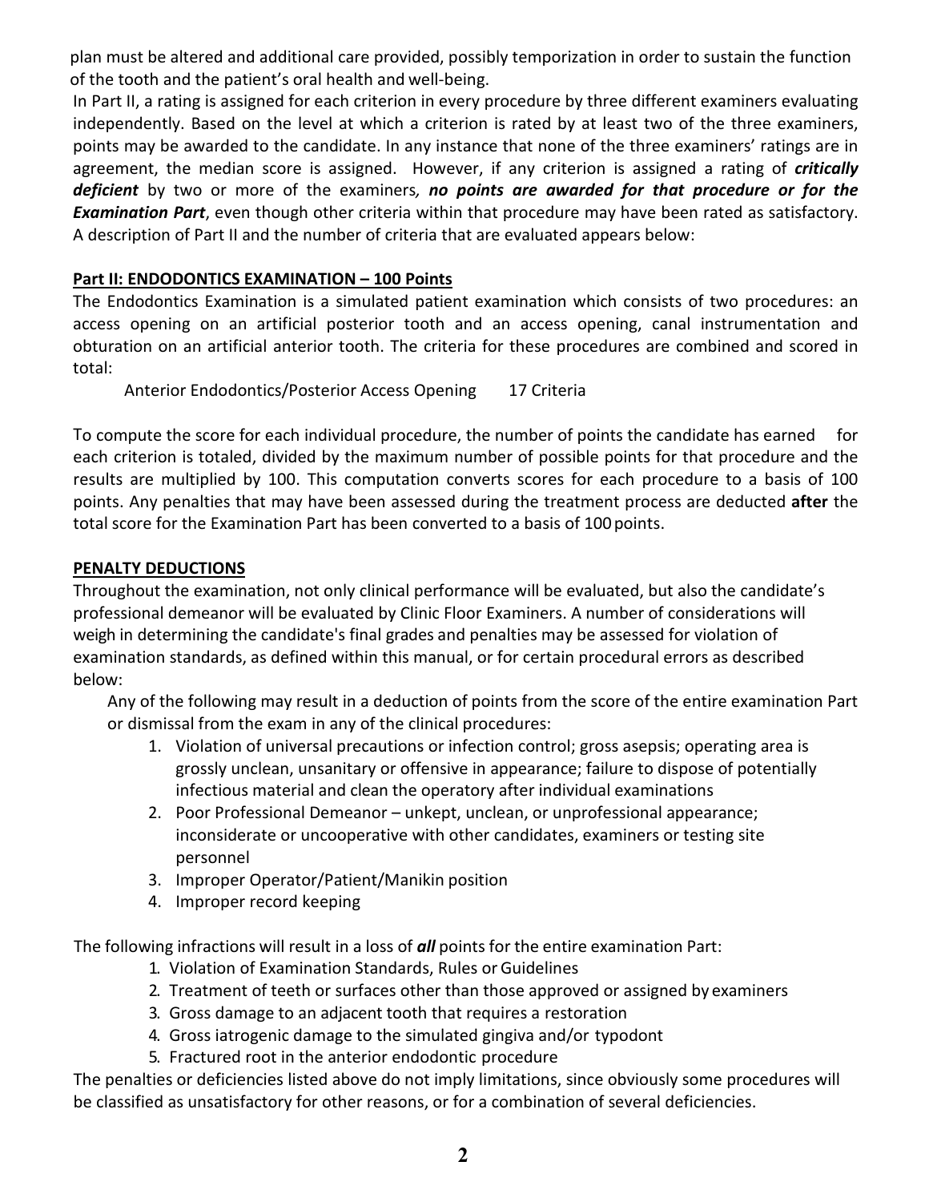plan must be altered and additional care provided, possibly temporization in order to sustain the function of the tooth and the patient's oral health and well-being.

In Part II, a rating is assigned for each criterion in every procedure by three different examiners evaluating independently. Based on the level at which a criterion is rated by at least two of the three examiners, points may be awarded to the candidate. In any instance that none of the three examiners' ratings are in agreement, the median score is assigned. However, if any criterion is assigned a rating of ***critically deficient*** by two or more of the examiners***, no points are awarded for that procedure or for the Examination Part***, even though other criteria within that procedure may have been rated as satisfactory. A description of Part II and the number of criteria that are evaluated appears below:

**Part II: ENDODONTICS EXAMINATION – 100 Points**

The Endodontics Examination is a simulated patient examination which consists of two procedures: an access opening on an artificial posterior tooth and an access opening, canal instrumentation and obturation on an artificial anterior tooth. The criteria for these procedures are combined and scored in total:

Anterior Endodontics/Posterior Access Opening 17 Criteria

To compute the score for each individual procedure, the number of points the candidate has earned for each criterion is totaled, divided by the maximum number of possible points for that procedure and the results are multiplied by 100. This computation converts scores for each procedure to a basis of 100 points. Any penalties that may have been assessed during the treatment process are deducted **after** the total score for the Examination Part has been converted to a basis of 100 points.

**PENALTY DEDUCTIONS**

Throughout the examination, not only clinical performance will be evaluated, but also the candidate's professional demeanor will be evaluated by Clinic Floor Examiners. A number of considerations will weigh in determining the candidate's final grades and penalties may be assessed for violation of examination standards, as defined within this manual, or for certain procedural errors as described below:

Any of the following may result in a deduction of points from the score of the entire examination Part or dismissal from the exam in any of the clinical procedures:

1. Violation of universal precautions or infection control; gross asepsis; operating area is grossly unclean, unsanitary or offensive in appearance; failure to dispose of potentially infectious material and clean the operatory after individual examinations
2. Poor Professional Demeanor – unkept, unclean, or unprofessional appearance; inconsiderate or uncooperative with other candidates, examiners or testing site personnel
3. Improper Operator/Patient/Manikin position
4. Improper record keeping

The following infractions will result in a loss of ***all*** points for the entire examination Part:

1. Violation of Examination Standards, Rules or Guidelines
2. Treatment of teeth or surfaces other than those approved or assigned by examiners
3. Gross damage to an adjacent tooth that requires a restoration
4. Gross iatrogenic damage to the simulated gingiva and/or typodont
5. Fractured root in the anterior endodontic procedure

The penalties or deficiencies listed above do not imply limitations, since obviously some procedures will be classified as unsatisfactory for other reasons, or for a combination of several deficiencies.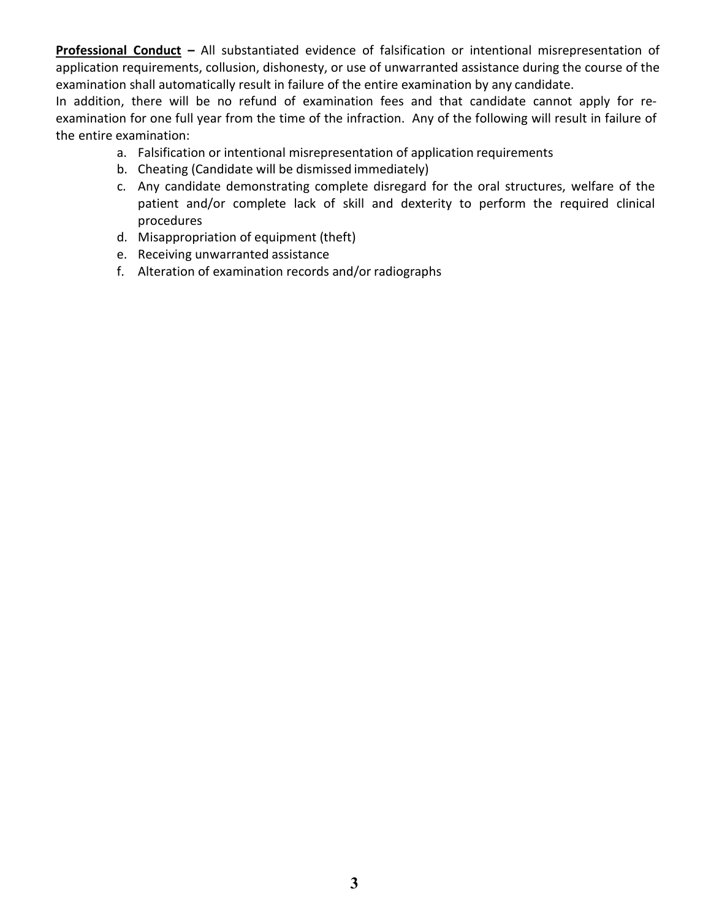**<u>Professional Conduct</u> –** All substantiated evidence of falsification or intentional misrepresentation of application requirements, collusion, dishonesty, or use of unwarranted assistance during the course of the examination shall automatically result in failure of the entire examination by any candidate.

In addition, there will be no refund of examination fees and that candidate cannot apply for re-examination for one full year from the time of the infraction. Any of the following will result in failure of the entire examination:

a. Falsification or intentional misrepresentation of application requirements
b. Cheating (Candidate will be dismissed immediately)
c. Any candidate demonstrating complete disregard for the oral structures, welfare of the patient and/or complete lack of skill and dexterity to perform the required clinical procedures
d. Misappropriation of equipment (theft)
e. Receiving unwarranted assistance
f. Alteration of examination records and/or radiographs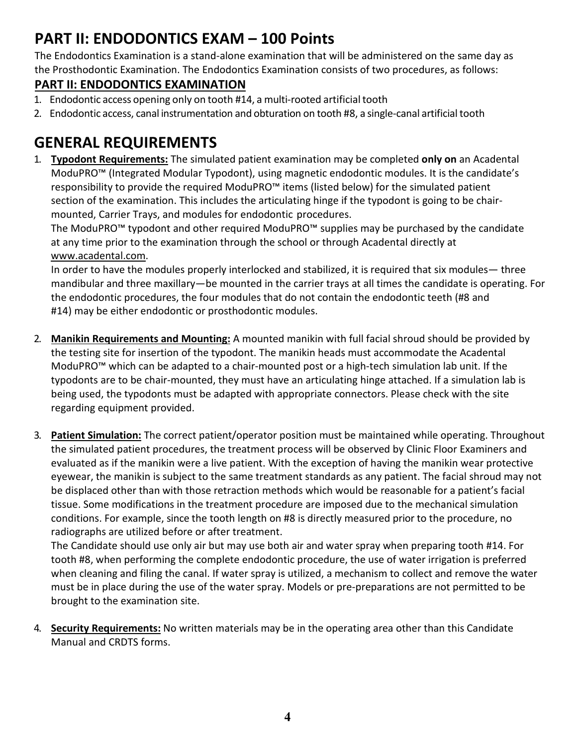# PART II: ENDODONTICS EXAM – 100 Points

The Endodontics Examination is a stand-alone examination that will be administered on the same day as the Prosthodontic Examination. The Endodontics Examination consists of two procedures, as follows:

## PART II: ENDODONTICS EXAMINATION

1. Endodontic access opening only on tooth #14, a multi-rooted artificial tooth
2. Endodontic access, canal instrumentation and obturation on tooth #8, a single-canal artificial tooth

# GENERAL REQUIREMENTS

1. **Typodont Requirements:** The simulated patient examination may be completed **only on** an Acadental ModuPRO™ (Integrated Modular Typodont), using magnetic endodontic modules. It is the candidate's responsibility to provide the required ModuPRO™ items (listed below) for the simulated patient section of the examination. This includes the articulating hinge if the typodont is going to be chair-mounted, Carrier Trays, and modules for endodontic procedures.

   The ModuPRO™ typodont and other required ModuPRO™ supplies may be purchased by the candidate at any time prior to the examination through the school or through Acadental directly at www.acadental.com.

   In order to have the modules properly interlocked and stabilized, it is required that six modules— three mandibular and three maxillary—be mounted in the carrier trays at all times the candidate is operating. For the endodontic procedures, the four modules that do not contain the endodontic teeth (#8 and #14) may be either endodontic or prosthodontic modules.

2. **Manikin Requirements and Mounting:** A mounted manikin with full facial shroud should be provided by the testing site for insertion of the typodont. The manikin heads must accommodate the Acadental ModuPRO™ which can be adapted to a chair-mounted post or a high-tech simulation lab unit. If the typodonts are to be chair-mounted, they must have an articulating hinge attached. If a simulation lab is being used, the typodonts must be adapted with appropriate connectors. Please check with the site regarding equipment provided.

3. **Patient Simulation:** The correct patient/operator position must be maintained while operating. Throughout the simulated patient procedures, the treatment process will be observed by Clinic Floor Examiners and evaluated as if the manikin were a live patient. With the exception of having the manikin wear protective eyewear, the manikin is subject to the same treatment standards as any patient. The facial shroud may not be displaced other than with those retraction methods which would be reasonable for a patient's facial tissue. Some modifications in the treatment procedure are imposed due to the mechanical simulation conditions. For example, since the tooth length on #8 is directly measured prior to the procedure, no radiographs are utilized before or after treatment.

   The Candidate should use only air but may use both air and water spray when preparing tooth #14. For tooth #8, when performing the complete endodontic procedure, the use of water irrigation is preferred when cleaning and filing the canal. If water spray is utilized, a mechanism to collect and remove the water must be in place during the use of the water spray. Models or pre-preparations are not permitted to be brought to the examination site.

4. **Security Requirements:** No written materials may be in the operating area other than this Candidate Manual and CRDTS forms.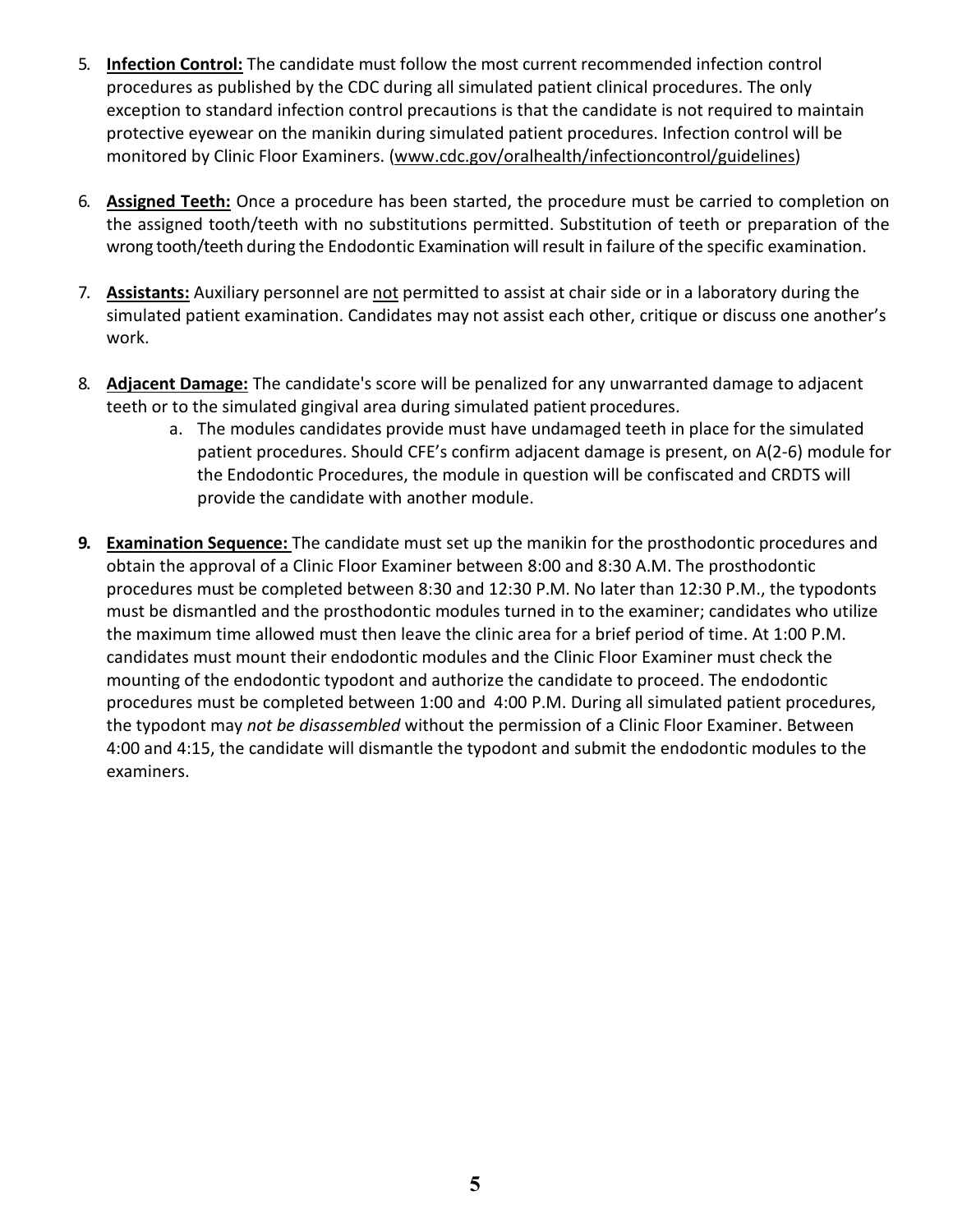5. **<u>Infection Control:</u>** The candidate must follow the most current recommended infection control procedures as published by the CDC during all simulated patient clinical procedures. The only exception to standard infection control precautions is that the candidate is not required to maintain protective eyewear on the manikin during simulated patient procedures. Infection control will be monitored by Clinic Floor Examiners. (www.cdc.gov/oralhealth/infectioncontrol/guidelines)

6. **<u>Assigned Teeth:</u>** Once a procedure has been started, the procedure must be carried to completion on the assigned tooth/teeth with no substitutions permitted. Substitution of teeth or preparation of the wrong tooth/teeth during the Endodontic Examination will result in failure of the specific examination.

7. **<u>Assistants:</u>** Auxiliary personnel are <u>not</u> permitted to assist at chair side or in a laboratory during the simulated patient examination. Candidates may not assist each other, critique or discuss one another's work.

8. **<u>Adjacent Damage:</u>** The candidate's score will be penalized for any unwarranted damage to adjacent teeth or to the simulated gingival area during simulated patient procedures.
   a. The modules candidates provide must have undamaged teeth in place for the simulated patient procedures. Should CFE's confirm adjacent damage is present, on A(2-6) module for the Endodontic Procedures, the module in question will be confiscated and CRDTS will provide the candidate with another module.

9. **<u>Examination Sequence:</u>** The candidate must set up the manikin for the prosthodontic procedures and obtain the approval of a Clinic Floor Examiner between 8:00 and 8:30 A.M. The prosthodontic procedures must be completed between 8:30 and 12:30 P.M. No later than 12:30 P.M., the typodonts must be dismantled and the prosthodontic modules turned in to the examiner; candidates who utilize the maximum time allowed must then leave the clinic area for a brief period of time. At 1:00 P.M. candidates must mount their endodontic modules and the Clinic Floor Examiner must check the mounting of the endodontic typodont and authorize the candidate to proceed. The endodontic procedures must be completed between 1:00 and 4:00 P.M. During all simulated patient procedures, the typodont may *not be disassembled* without the permission of a Clinic Floor Examiner. Between 4:00 and 4:15, the candidate will dismantle the typodont and submit the endodontic modules to the examiners.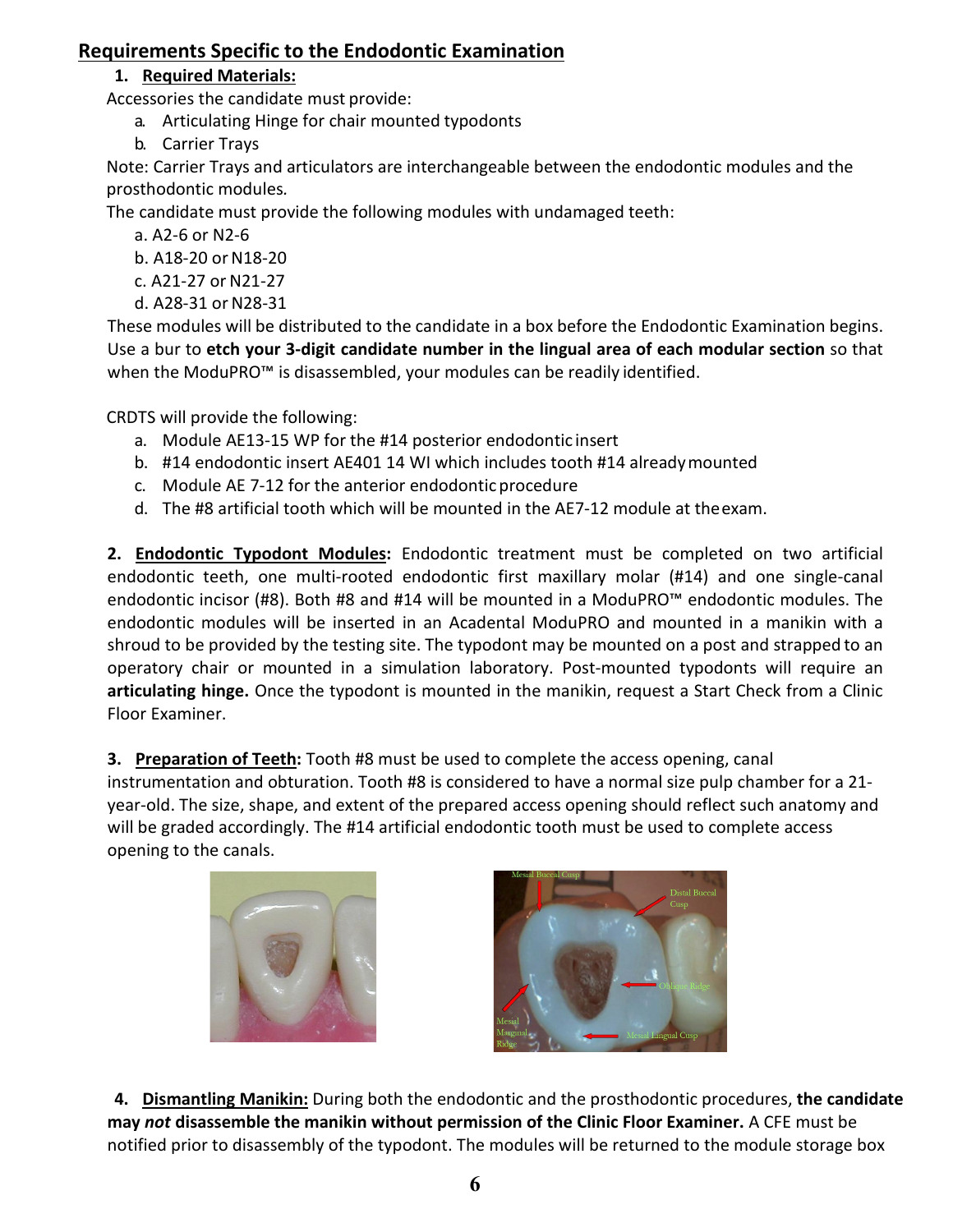## Requirements Specific to the Endodontic Examination

1. **Required Materials:**

Accessories the candidate must provide:

a. Articulating Hinge for chair mounted typodonts
b. Carrier Trays

Note: Carrier Trays and articulators are interchangeable between the endodontic modules and the prosthodontic modules.

The candidate must provide the following modules with undamaged teeth:

a. A2-6 or N2-6
b. A18-20 or N18-20
c. A21-27 or N21-27
d. A28-31 or N28-31

These modules will be distributed to the candidate in a box before the Endodontic Examination begins. Use a bur to **etch your 3-digit candidate number in the lingual area of each modular section** so that when the ModuPRO™ is disassembled, your modules can be readily identified.

CRDTS will provide the following:

a. Module AE13-15 WP for the #14 posterior endodontic insert
b. #14 endodontic insert AE401 14 WI which includes tooth #14 already mounted
c. Module AE 7-12 for the anterior endodontic procedure
d. The #8 artificial tooth which will be mounted in the AE7-12 module at the exam.

**2. Endodontic Typodont Modules:** Endodontic treatment must be completed on two artificial endodontic teeth, one multi-rooted endodontic first maxillary molar (#14) and one single-canal endodontic incisor (#8). Both #8 and #14 will be mounted in a ModuPRO™ endodontic modules. The endodontic modules will be inserted in an Acadental ModuPRO and mounted in a manikin with a shroud to be provided by the testing site. The typodont may be mounted on a post and strapped to an operatory chair or mounted in a simulation laboratory. Post-mounted typodonts will require an **articulating hinge.** Once the typodont is mounted in the manikin, request a Start Check from a Clinic Floor Examiner.

**3. Preparation of Teeth:** Tooth #8 must be used to complete the access opening, canal instrumentation and obturation. Tooth #8 is considered to have a normal size pulp chamber for a 21-year-old. The size, shape, and extent of the prepared access opening should reflect such anatomy and will be graded accordingly. The #14 artificial endodontic tooth must be used to complete access opening to the canals.

**4. Dismantling Manikin:** During both the endodontic and the prosthodontic procedures, **the candidate may *not* disassemble the manikin without permission of the Clinic Floor Examiner.** A CFE must be notified prior to disassembly of the typodont. The modules will be returned to the module storage box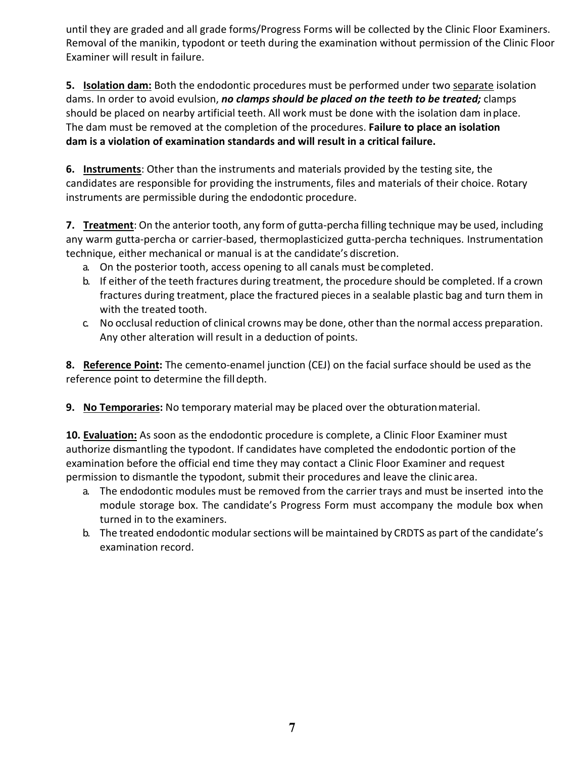until they are graded and all grade forms/Progress Forms will be collected by the Clinic Floor Examiners. Removal of the manikin, typodont or teeth during the examination without permission of the Clinic Floor Examiner will result in failure.

**5. Isolation dam:** Both the endodontic procedures must be performed under two separate isolation dams. In order to avoid evulsion, ***no clamps should be placed on the teeth to be treated;*** clamps should be placed on nearby artificial teeth. All work must be done with the isolation dam in place. The dam must be removed at the completion of the procedures. **Failure to place an isolation dam is a violation of examination standards and will result in a critical failure.**

**6. Instruments**: Other than the instruments and materials provided by the testing site, the candidates are responsible for providing the instruments, files and materials of their choice. Rotary instruments are permissible during the endodontic procedure.

**7. Treatment**: On the anterior tooth, any form of gutta-percha filling technique may be used, including any warm gutta-percha or carrier-based, thermoplasticized gutta-percha techniques. Instrumentation technique, either mechanical or manual is at the candidate's discretion.

a. On the posterior tooth, access opening to all canals must be completed.
b. If either of the teeth fractures during treatment, the procedure should be completed. If a crown fractures during treatment, place the fractured pieces in a sealable plastic bag and turn them in with the treated tooth.
c. No occlusal reduction of clinical crowns may be done, other than the normal access preparation. Any other alteration will result in a deduction of points.

**8. Reference Point:** The cemento-enamel junction (CEJ) on the facial surface should be used as the reference point to determine the fill depth.

**9. No Temporaries:** No temporary material may be placed over the obturation material.

**10. Evaluation:** As soon as the endodontic procedure is complete, a Clinic Floor Examiner must authorize dismantling the typodont. If candidates have completed the endodontic portion of the examination before the official end time they may contact a Clinic Floor Examiner and request permission to dismantle the typodont, submit their procedures and leave the clinic area.

a. The endodontic modules must be removed from the carrier trays and must be inserted into the module storage box. The candidate's Progress Form must accompany the module box when turned in to the examiners.
b. The treated endodontic modular sections will be maintained by CRDTS as part of the candidate's examination record.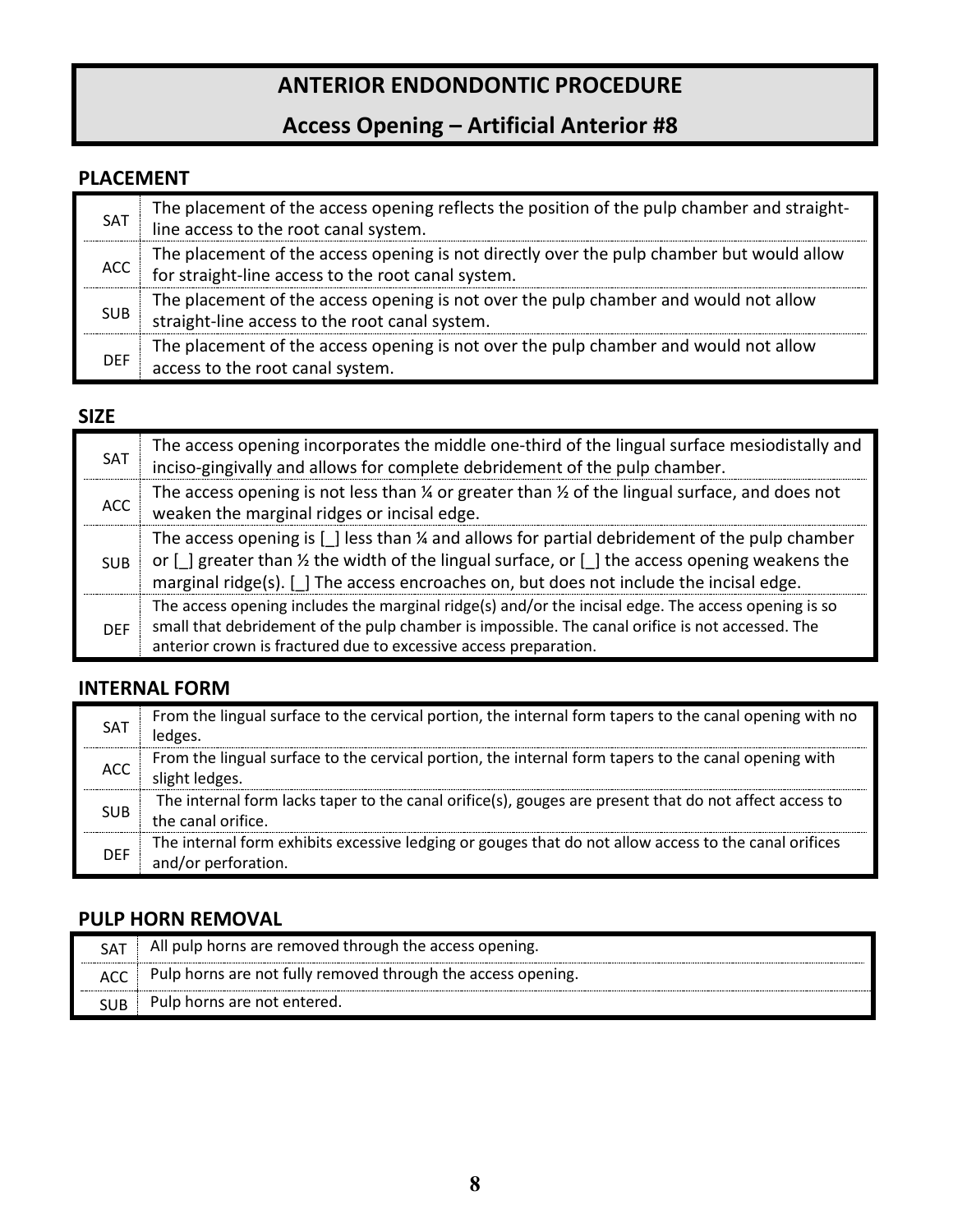# ANTERIOR ENDONDONTIC PROCEDURE

## Access Opening – Artificial Anterior #8

### PLACEMENT

| | |
|---|---|
| SAT | The placement of the access opening reflects the position of the pulp chamber and straight-line access to the root canal system. |
| ACC | The placement of the access opening is not directly over the pulp chamber but would allow for straight-line access to the root canal system. |
| SUB | The placement of the access opening is not over the pulp chamber and would not allow straight-line access to the root canal system. |
| DEF | The placement of the access opening is not over the pulp chamber and would not allow access to the root canal system. |

### SIZE

| | |
|---|---|
| SAT | The access opening incorporates the middle one-third of the lingual surface mesiodistally and inciso-gingivally and allows for complete debridement of the pulp chamber. |
| ACC | The access opening is not less than ¼ or greater than ½ of the lingual surface, and does not weaken the marginal ridges or incisal edge. |
| SUB | The access opening is [_] less than ¼ and allows for partial debridement of the pulp chamber or [_] greater than ½ the width of the lingual surface, or [_] the access opening weakens the marginal ridge(s). [_] The access encroaches on, but does not include the incisal edge. |
| DEF | The access opening includes the marginal ridge(s) and/or the incisal edge. The access opening is so small that debridement of the pulp chamber is impossible. The canal orifice is not accessed. The anterior crown is fractured due to excessive access preparation. |

### INTERNAL FORM

| | |
|---|---|
| SAT | From the lingual surface to the cervical portion, the internal form tapers to the canal opening with no ledges. |
| ACC | From the lingual surface to the cervical portion, the internal form tapers to the canal opening with slight ledges. |
| SUB | The internal form lacks taper to the canal orifice(s), gouges are present that do not affect access to the canal orifice. |
| DEF | The internal form exhibits excessive ledging or gouges that do not allow access to the canal orifices and/or perforation. |

### PULP HORN REMOVAL

| | |
|---|---|
| SAT | All pulp horns are removed through the access opening. |
| ACC | Pulp horns are not fully removed through the access opening. |
| SUB | Pulp horns are not entered. |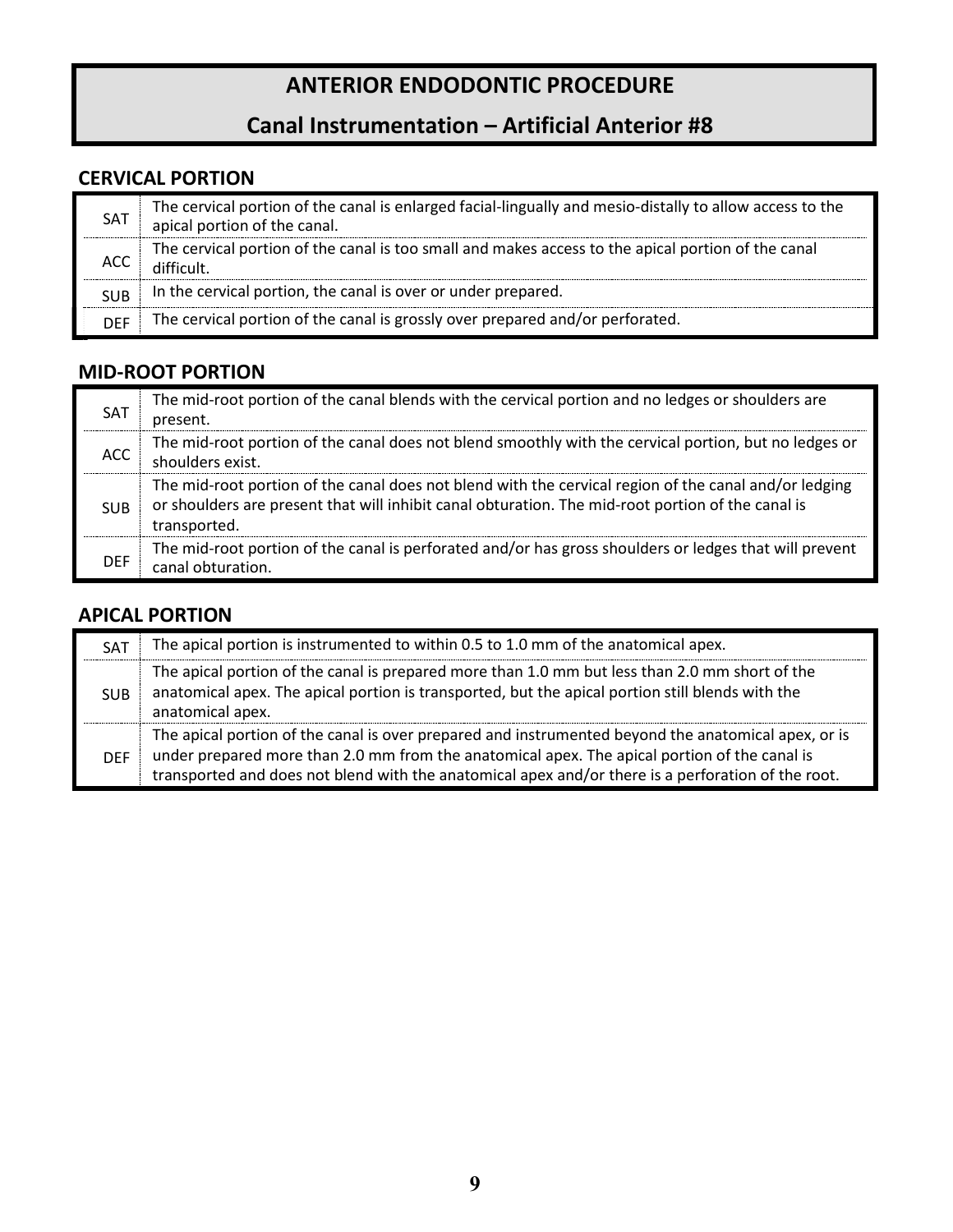# ANTERIOR ENDODONTIC PROCEDURE

## Canal Instrumentation – Artificial Anterior #8

### CERVICAL PORTION

| | |
|---|---|
| SAT | The cervical portion of the canal is enlarged facial-lingually and mesio-distally to allow access to the apical portion of the canal. |
| ACC | The cervical portion of the canal is too small and makes access to the apical portion of the canal difficult. |
| SUB | In the cervical portion, the canal is over or under prepared. |
| DEF | The cervical portion of the canal is grossly over prepared and/or perforated. |

### MID-ROOT PORTION

| | |
|---|---|
| SAT | The mid-root portion of the canal blends with the cervical portion and no ledges or shoulders are present. |
| ACC | The mid-root portion of the canal does not blend smoothly with the cervical portion, but no ledges or shoulders exist. |
| SUB | The mid-root portion of the canal does not blend with the cervical region of the canal and/or ledging or shoulders are present that will inhibit canal obturation. The mid-root portion of the canal is transported. |
| DEF | The mid-root portion of the canal is perforated and/or has gross shoulders or ledges that will prevent canal obturation. |

### APICAL PORTION

| | |
|---|---|
| SAT | The apical portion is instrumented to within 0.5 to 1.0 mm of the anatomical apex. |
| SUB | The apical portion of the canal is prepared more than 1.0 mm but less than 2.0 mm short of the anatomical apex. The apical portion is transported, but the apical portion still blends with the anatomical apex. |
| DEF | The apical portion of the canal is over prepared and instrumented beyond the anatomical apex, or is under prepared more than 2.0 mm from the anatomical apex. The apical portion of the canal is transported and does not blend with the anatomical apex and/or there is a perforation of the root. |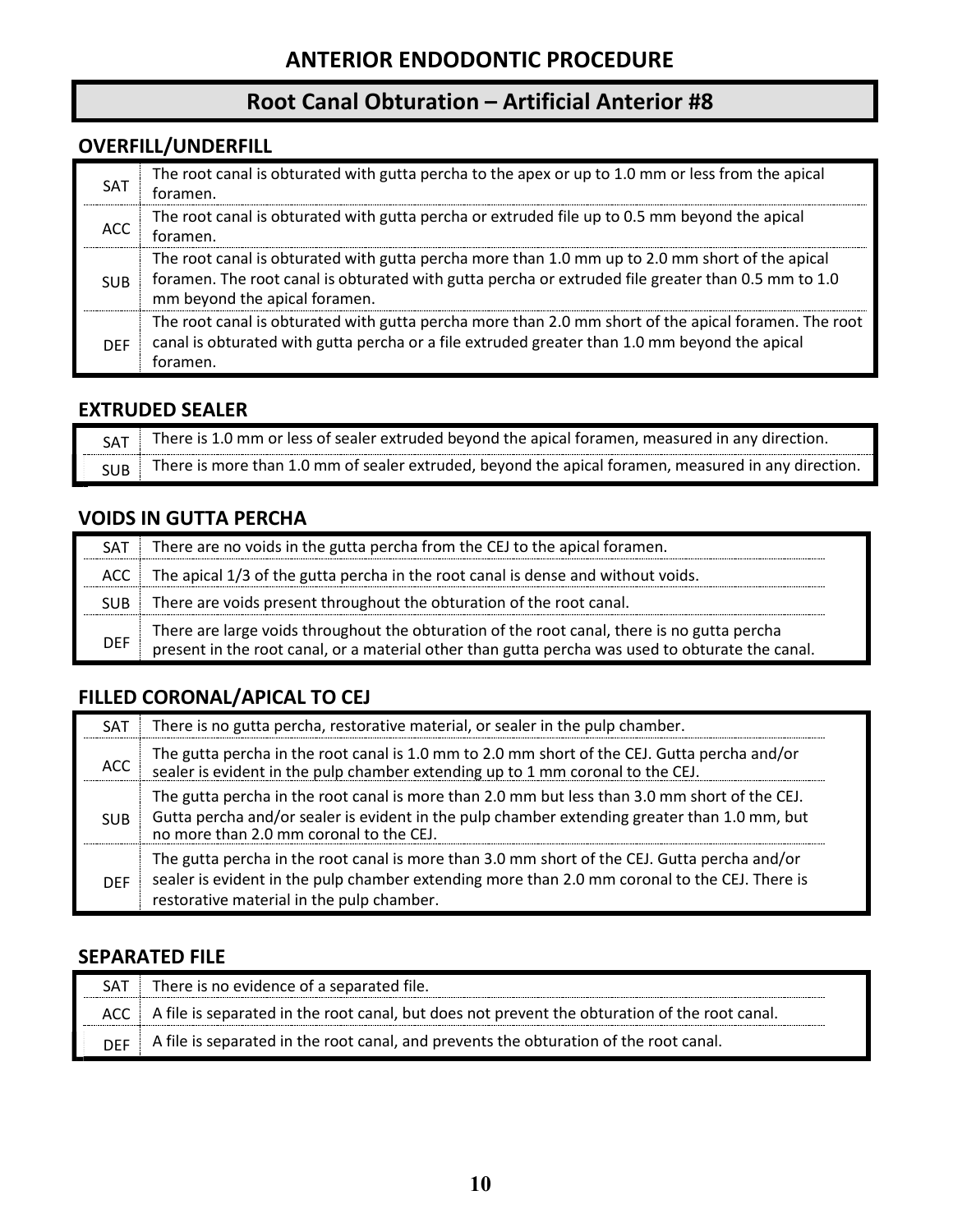# ANTERIOR ENDODONTIC PROCEDURE

## Root Canal Obturation – Artificial Anterior #8

### OVERFILL/UNDERFILL

| | |
|---|---|
| SAT | The root canal is obturated with gutta percha to the apex or up to 1.0 mm or less from the apical foramen. |
| ACC | The root canal is obturated with gutta percha or extruded file up to 0.5 mm beyond the apical foramen. |
| SUB | The root canal is obturated with gutta percha more than 1.0 mm up to 2.0 mm short of the apical foramen. The root canal is obturated with gutta percha or extruded file greater than 0.5 mm to 1.0 mm beyond the apical foramen. |
| DEF | The root canal is obturated with gutta percha more than 2.0 mm short of the apical foramen. The root canal is obturated with gutta percha or a file extruded greater than 1.0 mm beyond the apical foramen. |

### EXTRUDED SEALER

| | |
|---|---|
| SAT | There is 1.0 mm or less of sealer extruded beyond the apical foramen, measured in any direction. |
| SUB | There is more than 1.0 mm of sealer extruded, beyond the apical foramen, measured in any direction. |

### VOIDS IN GUTTA PERCHA

| | |
|---|---|
| SAT | There are no voids in the gutta percha from the CEJ to the apical foramen. |
| ACC | The apical 1/3 of the gutta percha in the root canal is dense and without voids. |
| SUB | There are voids present throughout the obturation of the root canal. |
| DEF | There are large voids throughout the obturation of the root canal, there is no gutta percha present in the root canal, or a material other than gutta percha was used to obturate the canal. |

### FILLED CORONAL/APICAL TO CEJ

| | |
|---|---|
| SAT | There is no gutta percha, restorative material, or sealer in the pulp chamber. |
| ACC | The gutta percha in the root canal is 1.0 mm to 2.0 mm short of the CEJ. Gutta percha and/or sealer is evident in the pulp chamber extending up to 1 mm coronal to the CEJ. |
| SUB | The gutta percha in the root canal is more than 2.0 mm but less than 3.0 mm short of the CEJ. Gutta percha and/or sealer is evident in the pulp chamber extending greater than 1.0 mm, but no more than 2.0 mm coronal to the CEJ. |
| DEF | The gutta percha in the root canal is more than 3.0 mm short of the CEJ. Gutta percha and/or sealer is evident in the pulp chamber extending more than 2.0 mm coronal to the CEJ. There is restorative material in the pulp chamber. |

### SEPARATED FILE

| | |
|---|---|
| SAT | There is no evidence of a separated file. |
| ACC | A file is separated in the root canal, but does not prevent the obturation of the root canal. |
| DEF | A file is separated in the root canal, and prevents the obturation of the root canal. |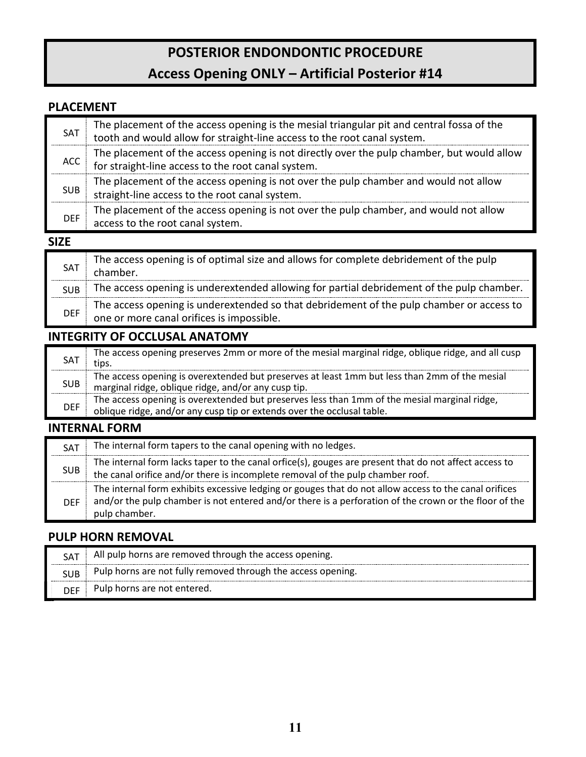# POSTERIOR ENDONDONTIC PROCEDURE

## Access Opening ONLY – Artificial Posterior #14

### PLACEMENT

| | |
|---|---|
| SAT | The placement of the access opening is the mesial triangular pit and central fossa of the tooth and would allow for straight-line access to the root canal system. |
| ACC | The placement of the access opening is not directly over the pulp chamber, but would allow for straight-line access to the root canal system. |
| SUB | The placement of the access opening is not over the pulp chamber and would not allow straight-line access to the root canal system. |
| DEF | The placement of the access opening is not over the pulp chamber, and would not allow access to the root canal system. |

### SIZE

| | |
|---|---|
| SAT | The access opening is of optimal size and allows for complete debridement of the pulp chamber. |
| SUB | The access opening is underextended allowing for partial debridement of the pulp chamber. |
| DEF | The access opening is underextended so that debridement of the pulp chamber or access to one or more canal orifices is impossible. |

### INTEGRITY OF OCCLUSAL ANATOMY

| | |
|---|---|
| SAT | The access opening preserves 2mm or more of the mesial marginal ridge, oblique ridge, and all cusp tips. |
| SUB | The access opening is overextended but preserves at least 1mm but less than 2mm of the mesial marginal ridge, oblique ridge, and/or any cusp tip. |
| DEF | The access opening is overextended but preserves less than 1mm of the mesial marginal ridge, oblique ridge, and/or any cusp tip or extends over the occlusal table. |

### INTERNAL FORM

| | |
|---|---|
| SAT | The internal form tapers to the canal opening with no ledges. |
| SUB | The internal form lacks taper to the canal orfice(s), gouges are present that do not affect access to the canal orifice and/or there is incomplete removal of the pulp chamber roof. |
| DEF | The internal form exhibits excessive ledging or gouges that do not allow access to the canal orifices and/or the pulp chamber is not entered and/or there is a perforation of the crown or the floor of the pulp chamber. |

### PULP HORN REMOVAL

| | |
|---|---|
| SAT | All pulp horns are removed through the access opening. |
| SUB | Pulp horns are not fully removed through the access opening. |
| DEF | Pulp horns are not entered. |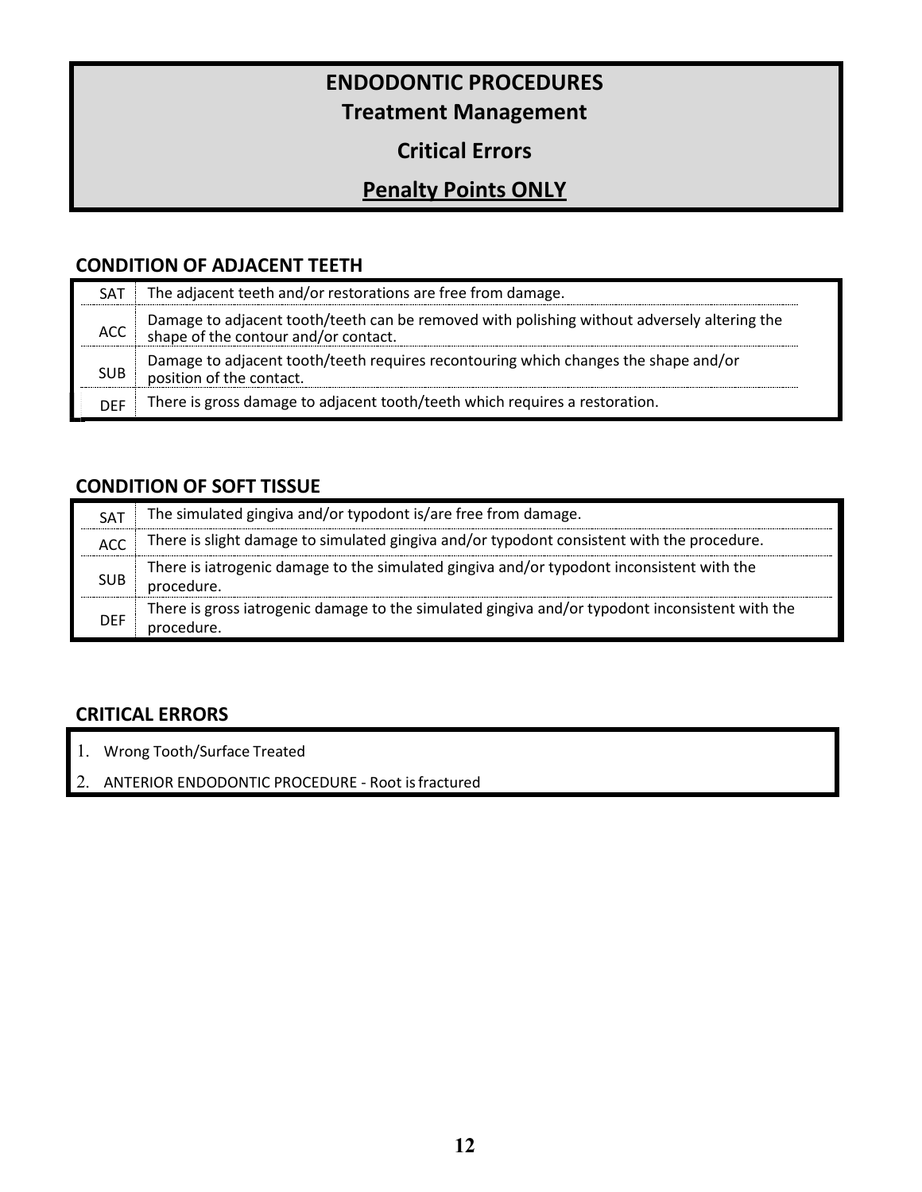# ENDODONTIC PROCEDURES

## Treatment Management

## Critical Errors

## Penalty Points ONLY

### CONDITION OF ADJACENT TEETH

| | |
|---|---|
| SAT | The adjacent teeth and/or restorations are free from damage. |
| ACC | Damage to adjacent tooth/teeth can be removed with polishing without adversely altering the shape of the contour and/or contact. |
| SUB | Damage to adjacent tooth/teeth requires recontouring which changes the shape and/or position of the contact. |
| DEF | There is gross damage to adjacent tooth/teeth which requires a restoration. |

### CONDITION OF SOFT TISSUE

| | |
|---|---|
| SAT | The simulated gingiva and/or typodont is/are free from damage. |
| ACC | There is slight damage to simulated gingiva and/or typodont consistent with the procedure. |
| SUB | There is iatrogenic damage to the simulated gingiva and/or typodont inconsistent with the procedure. |
| DEF | There is gross iatrogenic damage to the simulated gingiva and/or typodont inconsistent with the procedure. |

### CRITICAL ERRORS

1. Wrong Tooth/Surface Treated
2. ANTERIOR ENDODONTIC PROCEDURE - Root is fractured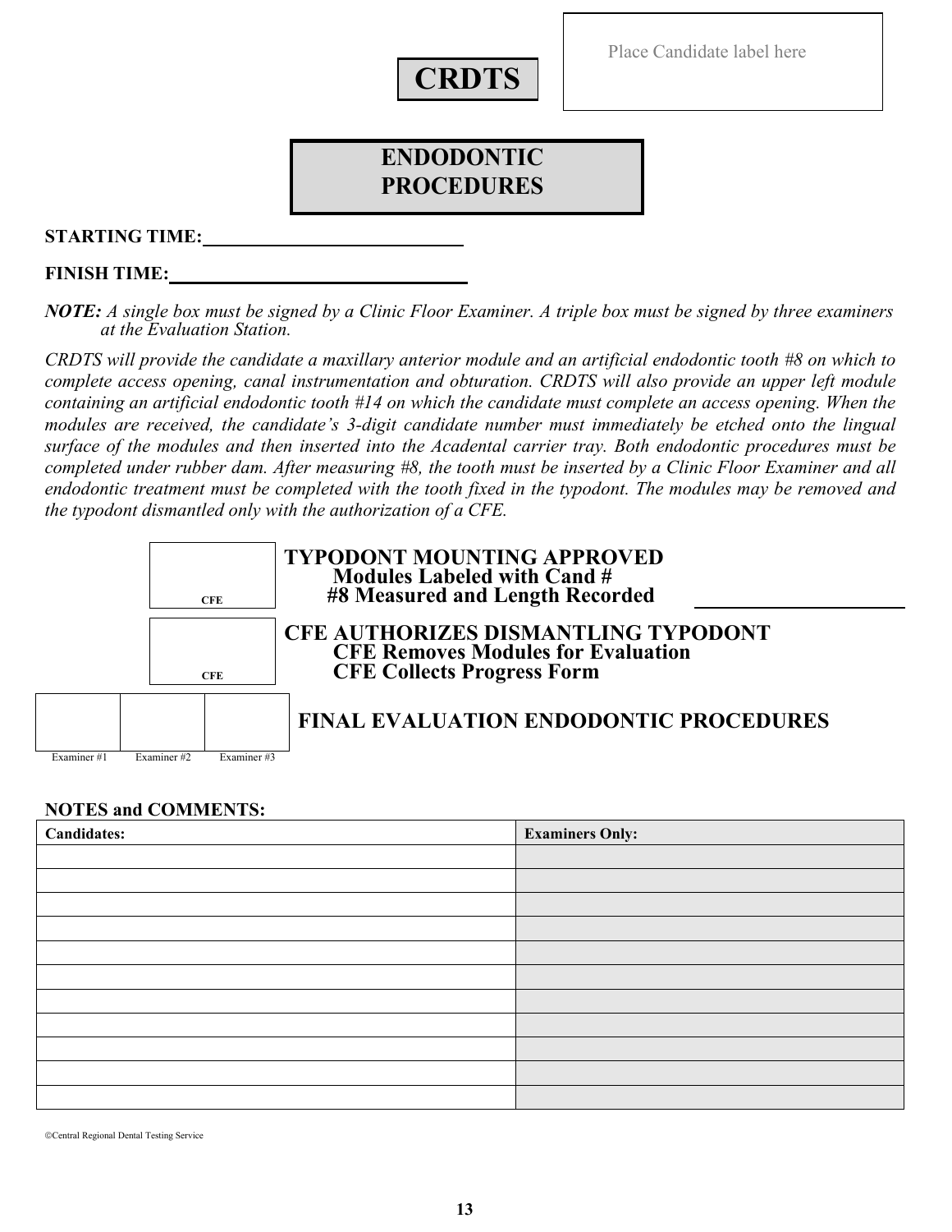**CRDTS**

Place Candidate label here

# ENDODONTIC PROCEDURES

**STARTING TIME:**\_\_\_\_\_\_\_\_\_\_\_\_\_\_\_\_\_\_\_\_\_\_\_\_\_\_\_\_

**FINISH TIME:**\_\_\_\_\_\_\_\_\_\_\_\_\_\_\_\_\_\_\_\_\_\_\_\_\_\_\_\_\_\_\_

***NOTE:*** *A single box must be signed by a Clinic Floor Examiner. A triple box must be signed by three examiners at the Evaluation Station.*

*CRDTS will provide the candidate a maxillary anterior module and an artificial endodontic tooth #8 on which to complete access opening, canal instrumentation and obturation. CRDTS will also provide an upper left module containing an artificial endodontic tooth #14 on which the candidate must complete an access opening. When the modules are received, the candidate's 3-digit candidate number must immediately be etched onto the lingual surface of the modules and then inserted into the Acadental carrier tray. Both endodontic procedures must be completed under rubber dam. After measuring #8, the tooth must be inserted by a Clinic Floor Examiner and all endodontic treatment must be completed with the tooth fixed in the typodont. The modules may be removed and the typodont dismantled only with the authorization of a CFE.*

| | |
|---|---|
| CFE | **TYPODONT MOUNTING APPROVED**<br>**Modules Labeled with Cand #**<br>**#8 Measured and Length Recorded** \_\_\_\_\_\_\_\_\_\_\_\_\_\_\_\_\_\_ |
| CFE | **CFE AUTHORIZES DISMANTLING TYPODONT**<br>**CFE Removes Modules for Evaluation**<br>**CFE Collects Progress Form** |

| Examiner #1 | Examiner #2 | Examiner #3 | |
|---|---|---|---|
| | | | **FINAL EVALUATION ENDODONTIC PROCEDURES** |

**NOTES and COMMENTS:**

| Candidates: | Examiners Only: |
|---|---|
| | |
| | |
| | |
| | |
| | |
| | |
| | |
| | |
| | |
| | |
| | |

©Central Regional Dental Testing Service